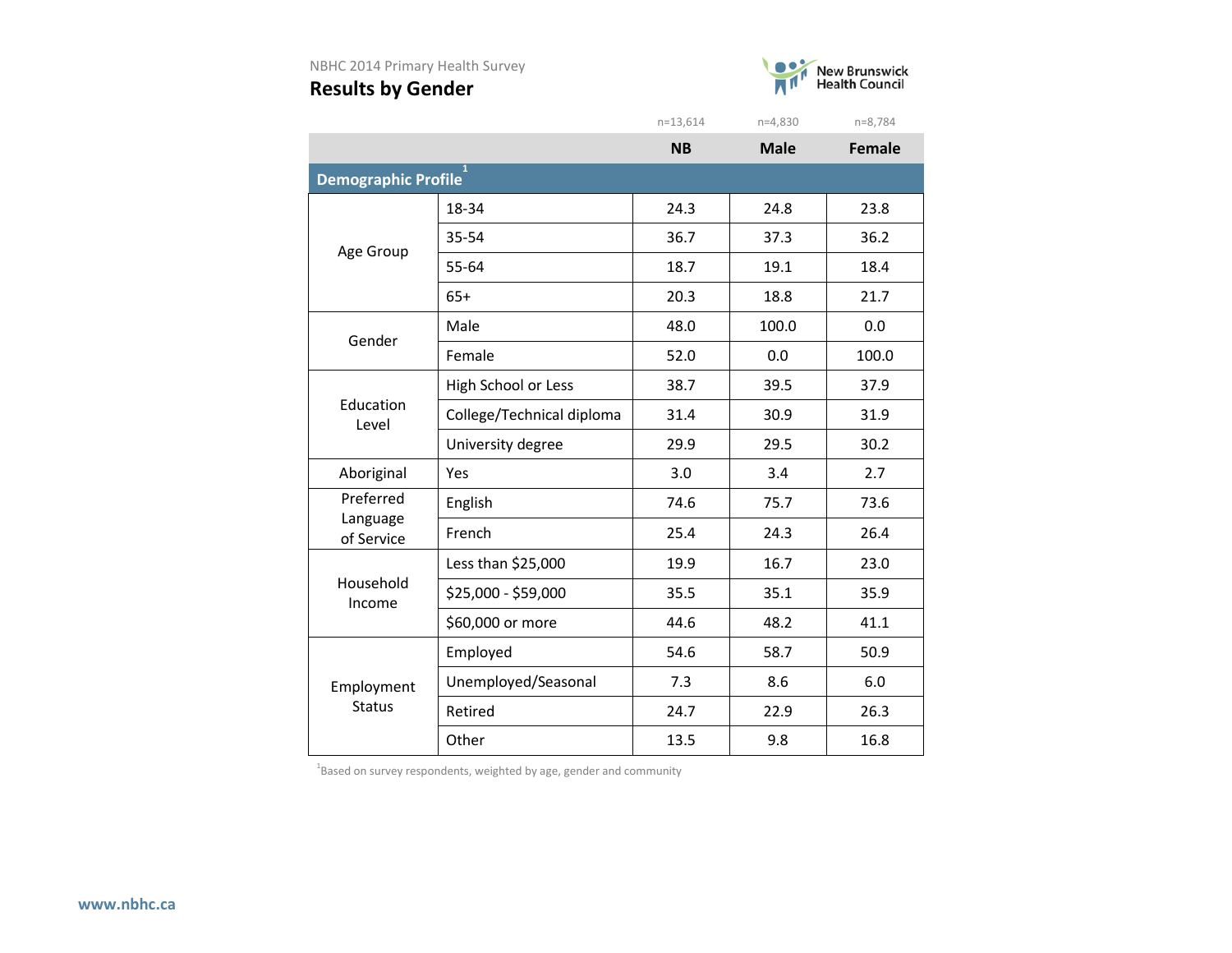NBHC 2014 Primary Health Survey

# Results by Gender

New Brunswick Health Council

| | | NB (n=13,614) | Male (n=4,830) | Female (n=8,784) |
|---|---|---|---|---|
| **Demographic Profile** [1] | | | | |
| Age Group | 18-34 | 24.3 | 24.8 | 23.8 |
| | 35-54 | 36.7 | 37.3 | 36.2 |
| | 55-64 | 18.7 | 19.1 | 18.4 |
| | 65+ | 20.3 | 18.8 | 21.7 |
| Gender | Male | 48.0 | 100.0 | 0.0 |
| | Female | 52.0 | 0.0 | 100.0 |
| Education Level | High School or Less | 38.7 | 39.5 | 37.9 |
| | College/Technical diploma | 31.4 | 30.9 | 31.9 |
| | University degree | 29.9 | 29.5 | 30.2 |
| Aboriginal | Yes | 3.0 | 3.4 | 2.7 |
| Preferred Language of Service | English | 74.6 | 75.7 | 73.6 |
| | French | 25.4 | 24.3 | 26.4 |
| Household Income | Less than $25,000 | 19.9 | 16.7 | 23.0 |
| | $25,000 - $59,000 | 35.5 | 35.1 | 35.9 |
| | $60,000 or more | 44.6 | 48.2 | 41.1 |
| Employment Status | Employed | 54.6 | 58.7 | 50.9 |
| | Unemployed/Seasonal | 7.3 | 8.6 | 6.0 |
| | Retired | 24.7 | 22.9 | 26.3 |
| | Other | 13.5 | 9.8 | 16.8 |

[1] Based on survey respondents, weighted by age, gender and community

www.nbhc.ca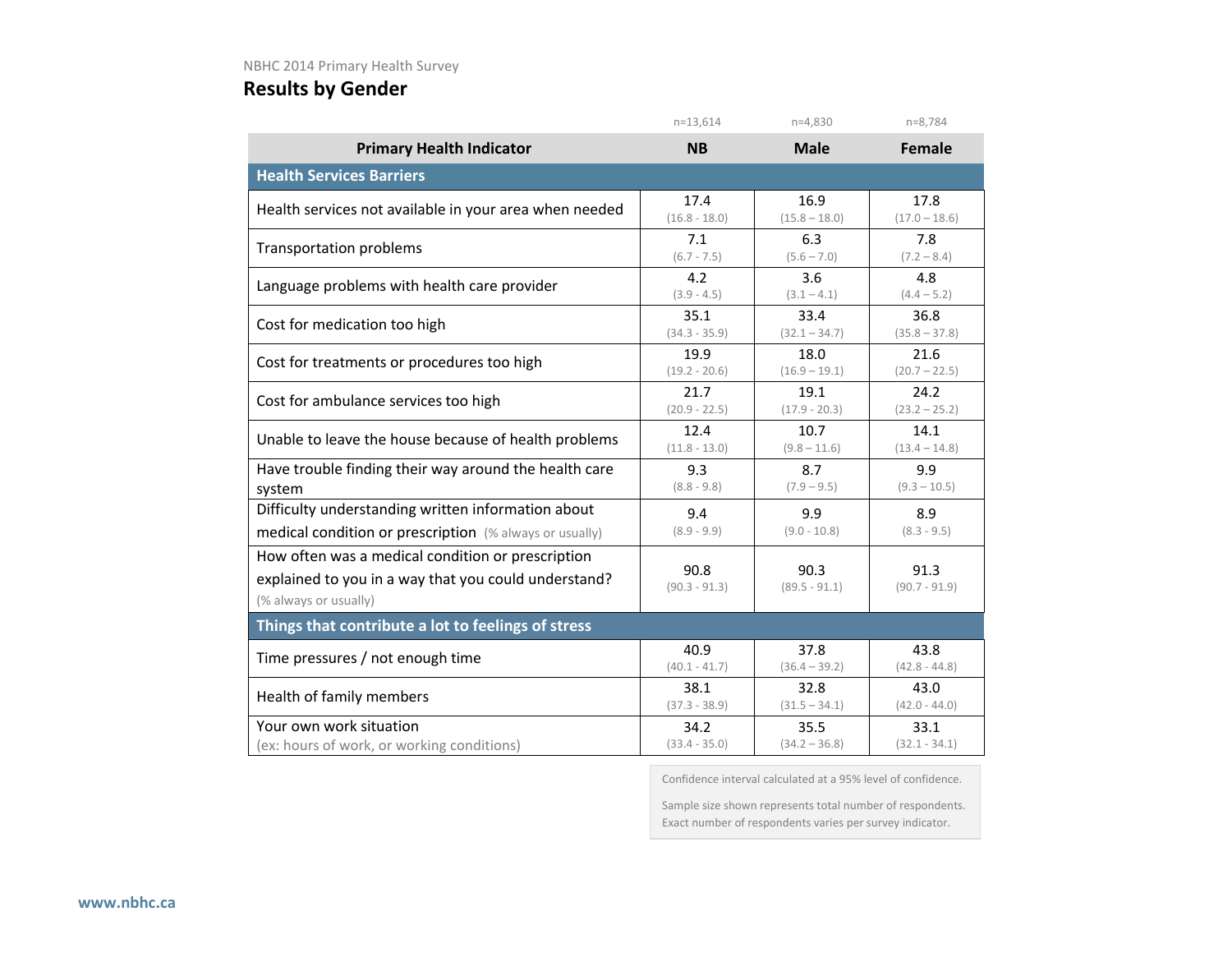NBHC 2014 Primary Health Survey

## Results by Gender

| Primary Health Indicator | NB<br>n=13,614 | Male<br>n=4,830 | Female<br>n=8,784 |
|---|---|---|---|
| **Health Services Barriers** | | | |
| Health services not available in your area when needed | 17.4<br>(16.8 - 18.0) | 16.9<br>(15.8 – 18.0) | 17.8<br>(17.0 – 18.6) |
| Transportation problems | 7.1<br>(6.7 - 7.5) | 6.3<br>(5.6 – 7.0) | 7.8<br>(7.2 – 8.4) |
| Language problems with health care provider | 4.2<br>(3.9 - 4.5) | 3.6<br>(3.1 – 4.1) | 4.8<br>(4.4 – 5.2) |
| Cost for medication too high | 35.1<br>(34.3 - 35.9) | 33.4<br>(32.1 – 34.7) | 36.8<br>(35.8 – 37.8) |
| Cost for treatments or procedures too high | 19.9<br>(19.2 - 20.6) | 18.0<br>(16.9 – 19.1) | 21.6<br>(20.7 – 22.5) |
| Cost for ambulance services too high | 21.7<br>(20.9 - 22.5) | 19.1<br>(17.9 - 20.3) | 24.2<br>(23.2 – 25.2) |
| Unable to leave the house because of health problems | 12.4<br>(11.8 - 13.0) | 10.7<br>(9.8 – 11.6) | 14.1<br>(13.4 – 14.8) |
| Have trouble finding their way around the health care system | 9.3<br>(8.8 - 9.8) | 8.7<br>(7.9 – 9.5) | 9.9<br>(9.3 – 10.5) |
| Difficulty understanding written information about medical condition or prescription (% always or usually) | 9.4<br>(8.9 - 9.9) | 9.9<br>(9.0 - 10.8) | 8.9<br>(8.3 - 9.5) |
| How often was a medical condition or prescription explained to you in a way that you could understand? (% always or usually) | 90.8<br>(90.3 - 91.3) | 90.3<br>(89.5 - 91.1) | 91.3<br>(90.7 - 91.9) |
| **Things that contribute a lot to feelings of stress** | | | |
| Time pressures / not enough time | 40.9<br>(40.1 - 41.7) | 37.8<br>(36.4 – 39.2) | 43.8<br>(42.8 - 44.8) |
| Health of family members | 38.1<br>(37.3 - 38.9) | 32.8<br>(31.5 – 34.1) | 43.0<br>(42.0 - 44.0) |
| Your own work situation (ex: hours of work, or working conditions) | 34.2<br>(33.4 - 35.0) | 35.5<br>(34.2 – 36.8) | 33.1<br>(32.1 - 34.1) |

Confidence interval calculated at a 95% level of confidence.

Sample size shown represents total number of respondents. Exact number of respondents varies per survey indicator.

www.nbhc.ca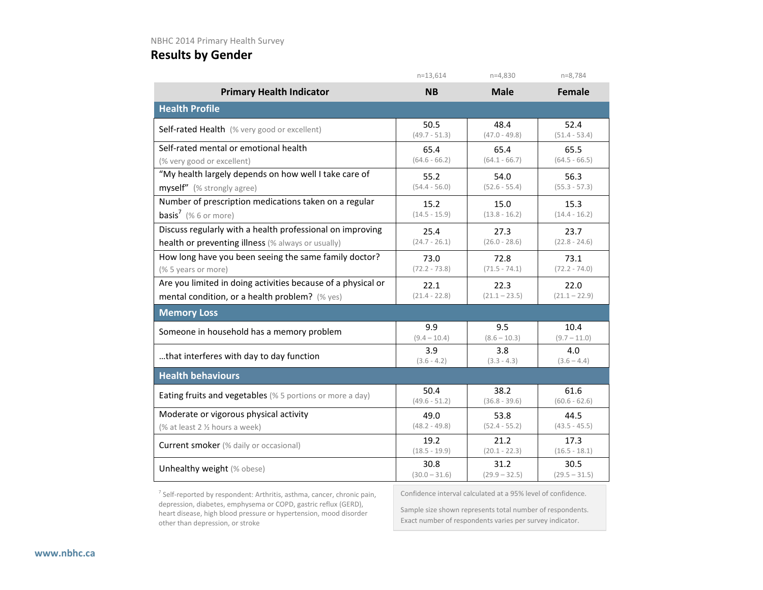NBHC 2014 Primary Health Survey

## Results by Gender

| Primary Health Indicator | NB (n=13,614) | Male (n=4,830) | Female (n=8,784) |
|---|---|---|---|
| **Health Profile** | | | |
| Self-rated Health (% very good or excellent) | 50.5 (49.7 - 51.3) | 48.4 (47.0 - 49.8) | 52.4 (51.4 - 53.4) |
| Self-rated mental or emotional health (% very good or excellent) | 65.4 (64.6 - 66.2) | 65.4 (64.1 - 66.7) | 65.5 (64.5 - 66.5) |
| "My health largely depends on how well I take care of myself" (% strongly agree) | 55.2 (54.4 - 56.0) | 54.0 (52.6 - 55.4) | 56.3 (55.3 - 57.3) |
| Number of prescription medications taken on a regular basis[7] (% 6 or more) | 15.2 (14.5 - 15.9) | 15.0 (13.8 - 16.2) | 15.3 (14.4 - 16.2) |
| Discuss regularly with a health professional on improving health or preventing illness (% always or usually) | 25.4 (24.7 - 26.1) | 27.3 (26.0 - 28.6) | 23.7 (22.8 - 24.6) |
| How long have you been seeing the same family doctor? (% 5 years or more) | 73.0 (72.2 - 73.8) | 72.8 (71.5 - 74.1) | 73.1 (72.2 - 74.0) |
| Are you limited in doing activities because of a physical or mental condition, or a health problem? (% yes) | 22.1 (21.4 - 22.8) | 22.3 (21.1 – 23.5) | 22.0 (21.1 – 22.9) |
| **Memory Loss** | | | |
| Someone in household has a memory problem | 9.9 (9.4 – 10.4) | 9.5 (8.6 – 10.3) | 10.4 (9.7 – 11.0) |
| …that interferes with day to day function | 3.9 (3.6 - 4.2) | 3.8 (3.3 - 4.3) | 4.0 (3.6 – 4.4) |
| **Health behaviours** | | | |
| Eating fruits and vegetables (% 5 portions or more a day) | 50.4 (49.6 - 51.2) | 38.2 (36.8 - 39.6) | 61.6 (60.6 - 62.6) |
| Moderate or vigorous physical activity (% at least 2 ½ hours a week) | 49.0 (48.2 - 49.8) | 53.8 (52.4 - 55.2) | 44.5 (43.5 - 45.5) |
| Current smoker (% daily or occasional) | 19.2 (18.5 - 19.9) | 21.2 (20.1 - 22.3) | 17.3 (16.5 - 18.1) |
| Unhealthy weight (% obese) | 30.8 (30.0 – 31.6) | 31.2 (29.9 – 32.5) | 30.5 (29.5 – 31.5) |

[7] Self-reported by respondent: Arthritis, asthma, cancer, chronic pain, depression, diabetes, emphysema or COPD, gastric reflux (GERD), heart disease, high blood pressure or hypertension, mood disorder other than depression, or stroke

Confidence interval calculated at a 95% level of confidence.

Sample size shown represents total number of respondents. Exact number of respondents varies per survey indicator.

www.nbhc.ca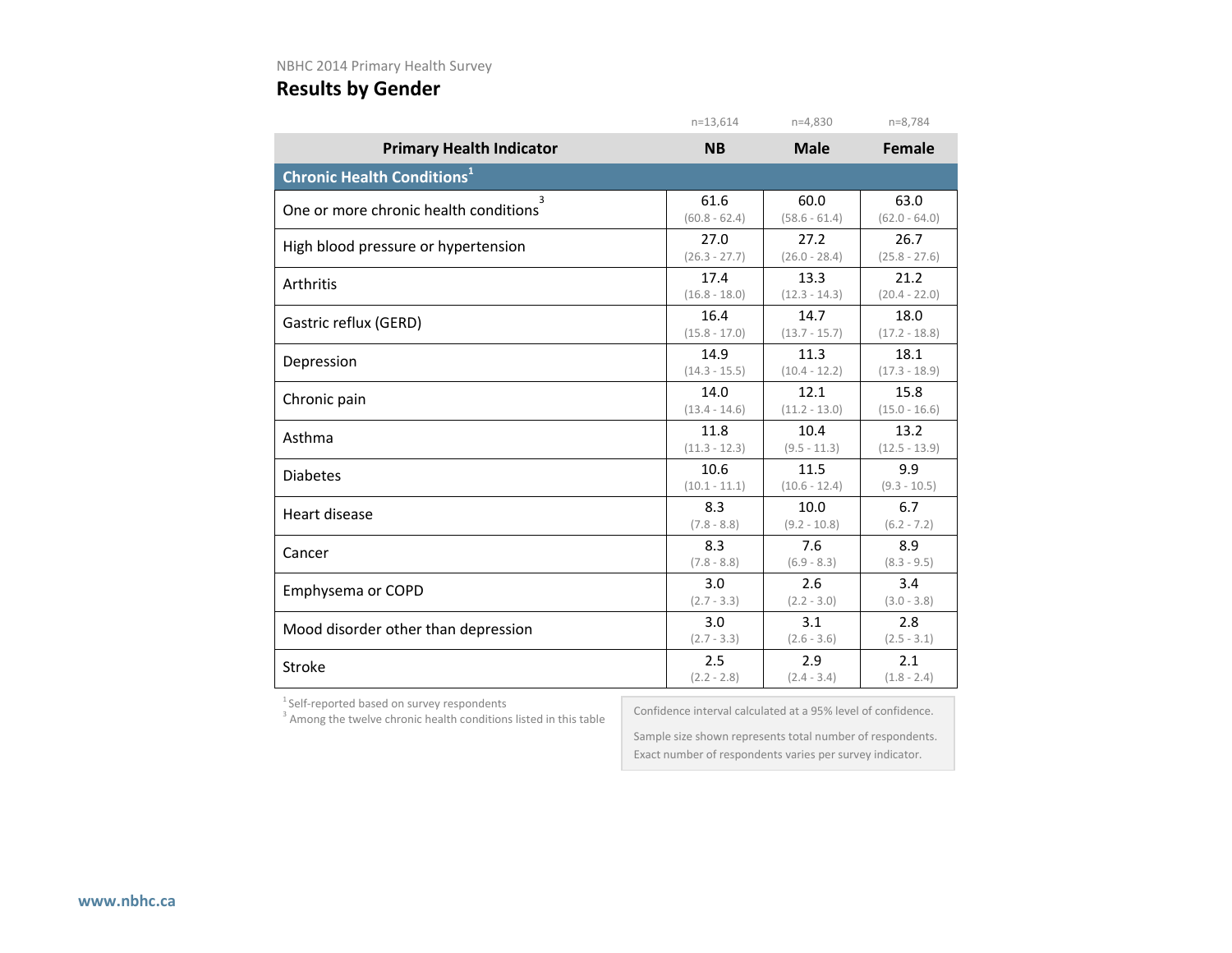NBHC 2014 Primary Health Survey

# Results by Gender

| Primary Health Indicator | NB (n=13,614) | Male (n=4,830) | Female (n=8,784) |
|---|---|---|---|
| **Chronic Health Conditions**[1] | | | |
| One or more chronic health conditions[3] | 61.6 (60.8 - 62.4) | 60.0 (58.6 - 61.4) | 63.0 (62.0 - 64.0) |
| High blood pressure or hypertension | 27.0 (26.3 - 27.7) | 27.2 (26.0 - 28.4) | 26.7 (25.8 - 27.6) |
| Arthritis | 17.4 (16.8 - 18.0) | 13.3 (12.3 - 14.3) | 21.2 (20.4 - 22.0) |
| Gastric reflux (GERD) | 16.4 (15.8 - 17.0) | 14.7 (13.7 - 15.7) | 18.0 (17.2 - 18.8) |
| Depression | 14.9 (14.3 - 15.5) | 11.3 (10.4 - 12.2) | 18.1 (17.3 - 18.9) |
| Chronic pain | 14.0 (13.4 - 14.6) | 12.1 (11.2 - 13.0) | 15.8 (15.0 - 16.6) |
| Asthma | 11.8 (11.3 - 12.3) | 10.4 (9.5 - 11.3) | 13.2 (12.5 - 13.9) |
| Diabetes | 10.6 (10.1 - 11.1) | 11.5 (10.6 - 12.4) | 9.9 (9.3 - 10.5) |
| Heart disease | 8.3 (7.8 - 8.8) | 10.0 (9.2 - 10.8) | 6.7 (6.2 - 7.2) |
| Cancer | 8.3 (7.8 - 8.8) | 7.6 (6.9 - 8.3) | 8.9 (8.3 - 9.5) |
| Emphysema or COPD | 3.0 (2.7 - 3.3) | 2.6 (2.2 - 3.0) | 3.4 (3.0 - 3.8) |
| Mood disorder other than depression | 3.0 (2.7 - 3.3) | 3.1 (2.6 - 3.6) | 2.8 (2.5 - 3.1) |
| Stroke | 2.5 (2.2 - 2.8) | 2.9 (2.4 - 3.4) | 2.1 (1.8 - 2.4) |

[1] Self-reported based on survey respondents
[3] Among the twelve chronic health conditions listed in this table

Confidence interval calculated at a 95% level of confidence.

Sample size shown represents total number of respondents. Exact number of respondents varies per survey indicator.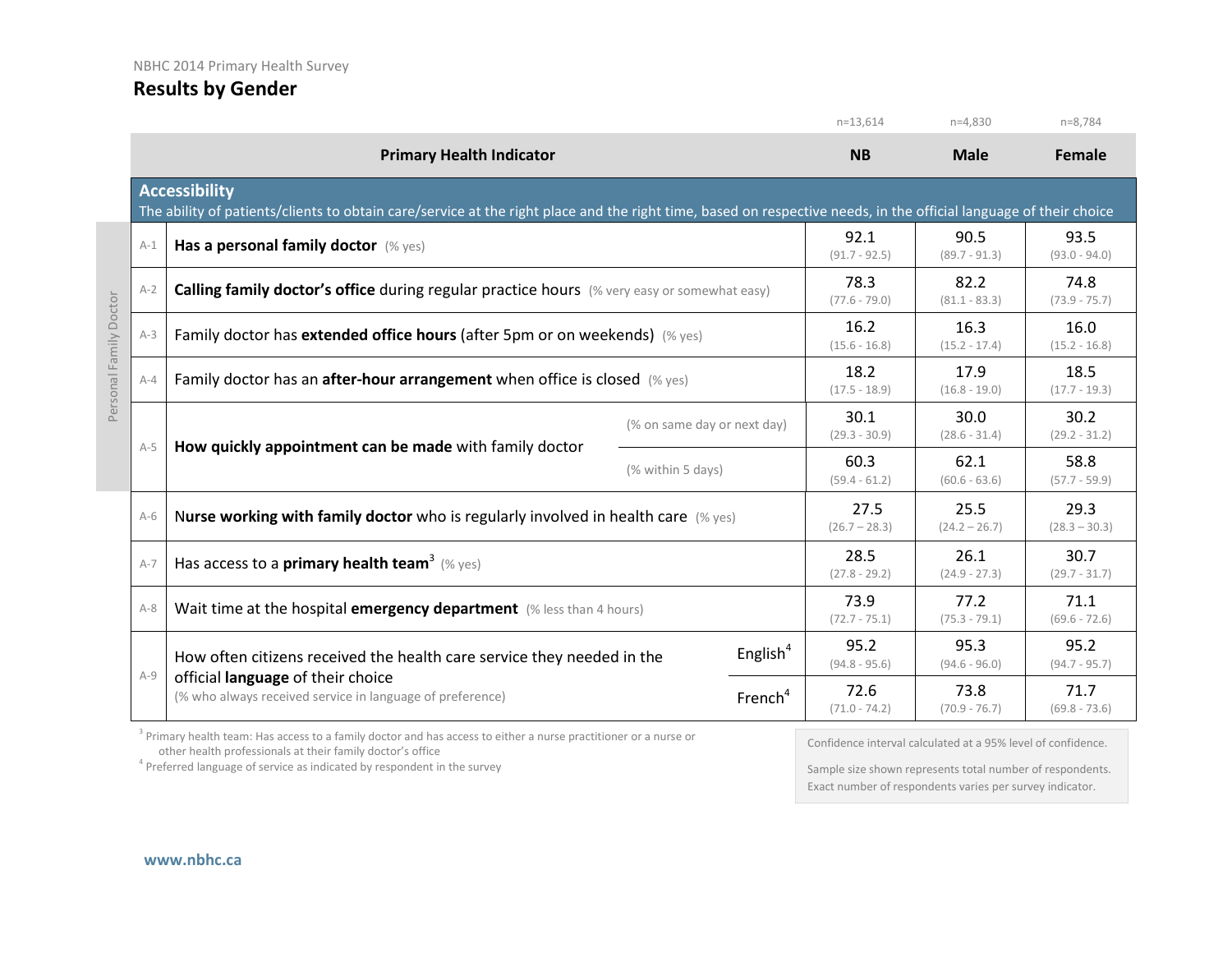NBHC 2014 Primary Health Survey

## Results by Gender

| | Primary Health Indicator | | NB (n=13,614) | Male (n=4,830) | Female (n=8,784) |
|---|---|---|---|---|---|
| | **Accessibility** The ability of patients/clients to obtain care/service at the right place and the right time, based on respective needs, in the official language of their choice | | | | |
| A-1 | **Has a personal family doctor** (% yes) | | 92.1 (91.7 - 92.5) | 90.5 (89.7 - 91.3) | 93.5 (93.0 - 94.0) |
| A-2 | **Calling family doctor's office** during regular practice hours (% very easy or somewhat easy) | | 78.3 (77.6 - 79.0) | 82.2 (81.1 - 83.3) | 74.8 (73.9 - 75.7) |
| A-3 | Family doctor has **extended office hours** (after 5pm or on weekends) (% yes) | | 16.2 (15.6 - 16.8) | 16.3 (15.2 - 17.4) | 16.0 (15.2 - 16.8) |
| A-4 | Family doctor has an **after-hour arrangement** when office is closed (% yes) | | 18.2 (17.5 - 18.9) | 17.9 (16.8 - 19.0) | 18.5 (17.7 - 19.3) |
| A-5 | **How quickly appointment can be made** with family doctor | (% on same day or next day) | 30.1 (29.3 - 30.9) | 30.0 (28.6 - 31.4) | 30.2 (29.2 - 31.2) |
| | | (% within 5 days) | 60.3 (59.4 - 61.2) | 62.1 (60.6 - 63.6) | 58.8 (57.7 - 59.9) |
| A-6 | **Nurse working with family doctor** who is regularly involved in health care (% yes) | | 27.5 (26.7 – 28.3) | 25.5 (24.2 – 26.7) | 29.3 (28.3 – 30.3) |
| A-7 | Has access to a **primary health team**[3] (% yes) | | 28.5 (27.8 - 29.2) | 26.1 (24.9 - 27.3) | 30.7 (29.7 - 31.7) |
| A-8 | Wait time at the hospital **emergency department** (% less than 4 hours) | | 73.9 (72.7 - 75.1) | 77.2 (75.3 - 79.1) | 71.1 (69.6 - 72.6) |
| A-9 | How often citizens received the health care service they needed in the official **language** of their choice (% who always received service in language of preference) | English[4] | 95.2 (94.8 - 95.6) | 95.3 (94.6 - 96.0) | 95.2 (94.7 - 95.7) |
| | | French[4] | 72.6 (71.0 - 74.2) | 73.8 (70.9 - 76.7) | 71.7 (69.8 - 73.6) |

Personal Family Doctor (applies to A-1 to A-5)

[3] Primary health team: Has access to a family doctor and has access to either a nurse practitioner or a nurse or other health professionals at their family doctor's office

[4] Preferred language of service as indicated by respondent in the survey

Confidence interval calculated at a 95% level of confidence.

Sample size shown represents total number of respondents. Exact number of respondents varies per survey indicator.

www.nbhc.ca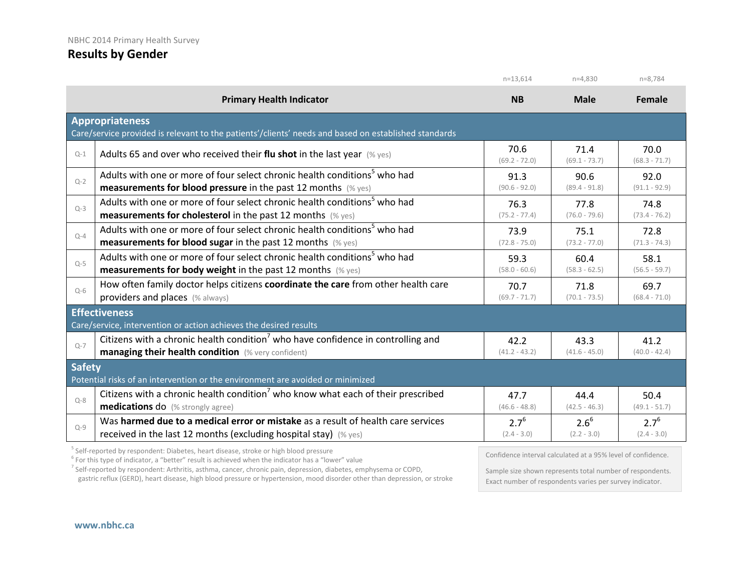NBHC 2014 Primary Health Survey

# Results by Gender

| | Primary Health Indicator | NB (n=13,614) | Male (n=4,830) | Female (n=8,784) |
|---|---|---|---|---|
| **Appropriateness** | Care/service provided is relevant to the patients'/clients' needs and based on established standards | | | |
| Q-1 | Adults 65 and over who received their **flu shot** in the last year (% yes) | 70.6 (69.2 - 72.0) | 71.4 (69.1 - 73.7) | 70.0 (68.3 - 71.7) |
| Q-2 | Adults with one or more of four select chronic health conditions[5] who had **measurements for blood pressure** in the past 12 months (% yes) | 91.3 (90.6 - 92.0) | 90.6 (89.4 - 91.8) | 92.0 (91.1 - 92.9) |
| Q-3 | Adults with one or more of four select chronic health conditions[5] who had **measurements for cholesterol** in the past 12 months (% yes) | 76.3 (75.2 - 77.4) | 77.8 (76.0 - 79.6) | 74.8 (73.4 - 76.2) |
| Q-4 | Adults with one or more of four select chronic health conditions[5] who had **measurements for blood sugar** in the past 12 months (% yes) | 73.9 (72.8 - 75.0) | 75.1 (73.2 - 77.0) | 72.8 (71.3 - 74.3) |
| Q-5 | Adults with one or more of four select chronic health conditions[5] who had **measurements for body weight** in the past 12 months (% yes) | 59.3 (58.0 - 60.6) | 60.4 (58.3 - 62.5) | 58.1 (56.5 - 59.7) |
| Q-6 | How often family doctor helps citizens **coordinate the care** from other health care providers and places (% always) | 70.7 (69.7 - 71.7) | 71.8 (70.1 - 73.5) | 69.7 (68.4 - 71.0) |
| **Effectiveness** | Care/service, intervention or action achieves the desired results | | | |
| Q-7 | Citizens with a chronic health condition[7] who have confidence in controlling and **managing their health condition** (% very confident) | 42.2 (41.2 - 43.2) | 43.3 (41.6 - 45.0) | 41.2 (40.0 - 42.4) |
| **Safety** | Potential risks of an intervention or the environment are avoided or minimized | | | |
| Q-8 | Citizens with a chronic health condition[7] who know what each of their prescribed **medications** do (% strongly agree) | 47.7 (46.6 - 48.8) | 44.4 (42.5 - 46.3) | 50.4 (49.1 - 51.7) |
| Q-9 | Was **harmed due to a medical error or mistake** as a result of health care services received in the last 12 months (excluding hospital stay) (% yes) | 2.7[6] (2.4 - 3.0) | 2.6[6] (2.2 - 3.0) | 2.7[6] (2.4 - 3.0) |

[5] Self-reported by respondent: Diabetes, heart disease, stroke or high blood pressure
[6] For this type of indicator, a "better" result is achieved when the indicator has a "lower" value
[7] Self-reported by respondent: Arthritis, asthma, cancer, chronic pain, depression, diabetes, emphysema or COPD, gastric reflux (GERD), heart disease, high blood pressure or hypertension, mood disorder other than depression, or stroke

Confidence interval calculated at a 95% level of confidence.

Sample size shown represents total number of respondents. Exact number of respondents varies per survey indicator.

www.nbhc.ca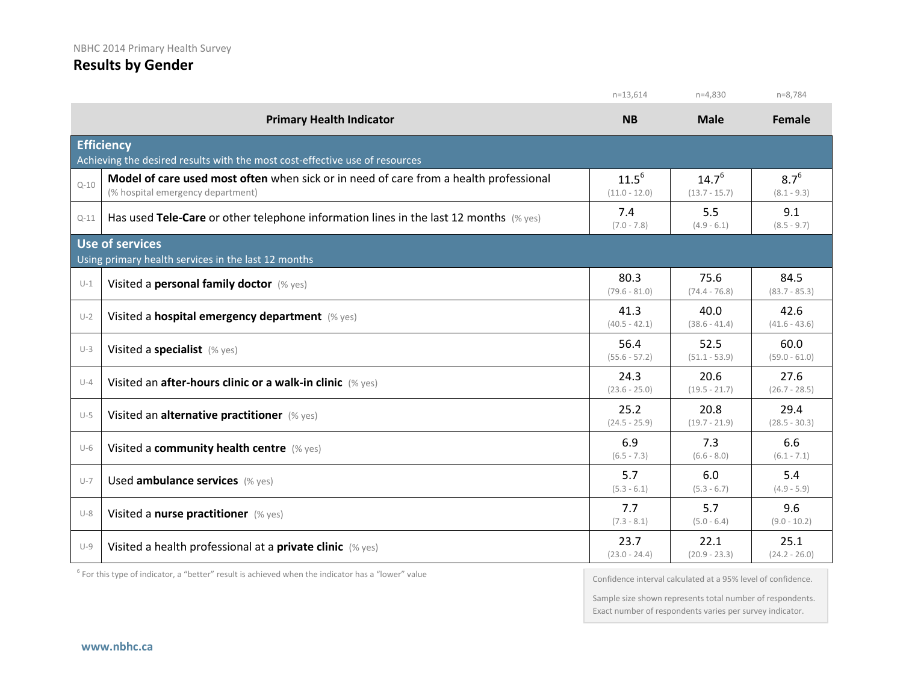NBHC 2014 Primary Health Survey

## Results by Gender

| | Primary Health Indicator | NB (n=13,614) | Male (n=4,830) | Female (n=8,784) |
|---|---|---|---|---|
| | **Efficiency** — Achieving the desired results with the most cost-effective use of resources | | | |
| Q-10 | **Model of care used most often** when sick or in need of care from a health professional (% hospital emergency department) | 11.5[6] (11.0 - 12.0) | 14.7[6] (13.7 - 15.7) | 8.7[6] (8.1 - 9.3) |
| Q-11 | Has used **Tele-Care** or other telephone information lines in the last 12 months (% yes) | 7.4 (7.0 - 7.8) | 5.5 (4.9 - 6.1) | 9.1 (8.5 - 9.7) |
| | **Use of services** — Using primary health services in the last 12 months | | | |
| U-1 | Visited a **personal family doctor** (% yes) | 80.3 (79.6 - 81.0) | 75.6 (74.4 - 76.8) | 84.5 (83.7 - 85.3) |
| U-2 | Visited a **hospital emergency department** (% yes) | 41.3 (40.5 - 42.1) | 40.0 (38.6 - 41.4) | 42.6 (41.6 - 43.6) |
| U-3 | Visited a **specialist** (% yes) | 56.4 (55.6 - 57.2) | 52.5 (51.1 - 53.9) | 60.0 (59.0 - 61.0) |
| U-4 | Visited an **after-hours clinic or a walk-in clinic** (% yes) | 24.3 (23.6 - 25.0) | 20.6 (19.5 - 21.7) | 27.6 (26.7 - 28.5) |
| U-5 | Visited an **alternative practitioner** (% yes) | 25.2 (24.5 - 25.9) | 20.8 (19.7 - 21.9) | 29.4 (28.5 - 30.3) |
| U-6 | Visited a **community health centre** (% yes) | 6.9 (6.5 - 7.3) | 7.3 (6.6 - 8.0) | 6.6 (6.1 - 7.1) |
| U-7 | Used **ambulance services** (% yes) | 5.7 (5.3 - 6.1) | 6.0 (5.3 - 6.7) | 5.4 (4.9 - 5.9) |
| U-8 | Visited a **nurse practitioner** (% yes) | 7.7 (7.3 - 8.1) | 5.7 (5.0 - 6.4) | 9.6 (9.0 - 10.2) |
| U-9 | Visited a health professional at a **private clinic** (% yes) | 23.7 (23.0 - 24.4) | 22.1 (20.9 - 23.3) | 25.1 (24.2 - 26.0) |

[6] For this type of indicator, a "better" result is achieved when the indicator has a "lower" value

Confidence interval calculated at a 95% level of confidence.

Sample size shown represents total number of respondents. Exact number of respondents varies per survey indicator.

www.nbhc.ca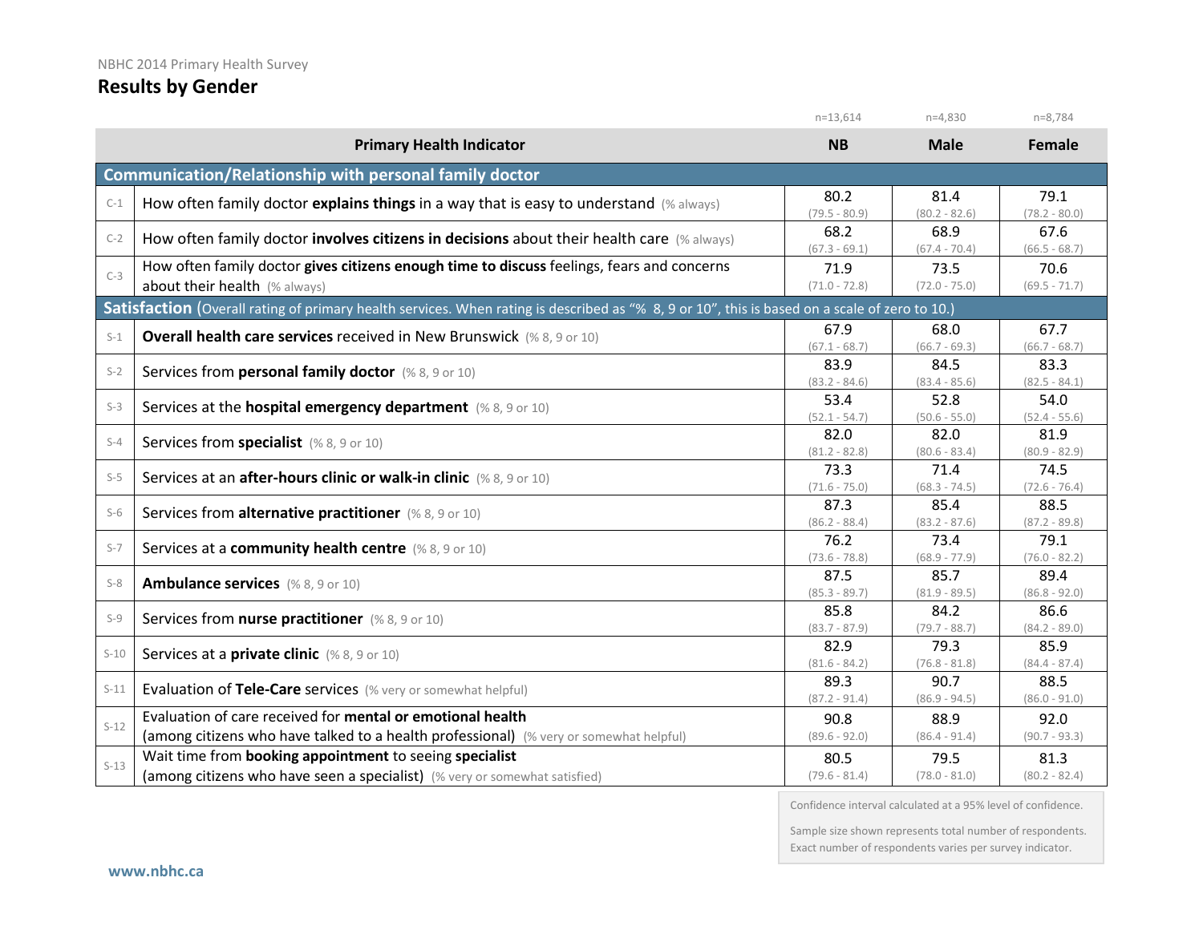NBHC 2014 Primary Health Survey

## Results by Gender

| | Primary Health Indicator | NB (n=13,614) | Male (n=4,830) | Female (n=8,784) |
|---|---|---|---|---|
| **Communication/Relationship with personal family doctor** | | | | |
| C-1 | How often family doctor **explains things** in a way that is easy to understand (% always) | 80.2 (79.5 - 80.9) | 81.4 (80.2 - 82.6) | 79.1 (78.2 - 80.0) |
| C-2 | How often family doctor **involves citizens in decisions** about their health care (% always) | 68.2 (67.3 - 69.1) | 68.9 (67.4 - 70.4) | 67.6 (66.5 - 68.7) |
| C-3 | How often family doctor **gives citizens enough time to discuss** feelings, fears and concerns about their health (% always) | 71.9 (71.0 - 72.8) | 73.5 (72.0 - 75.0) | 70.6 (69.5 - 71.7) |
| **Satisfaction** (Overall rating of primary health services. When rating is described as "% 8, 9 or 10", this is based on a scale of zero to 10.) | | | | |
| S-1 | **Overall health care services** received in New Brunswick (% 8, 9 or 10) | 67.9 (67.1 - 68.7) | 68.0 (66.7 - 69.3) | 67.7 (66.7 - 68.7) |
| S-2 | Services from **personal family doctor** (% 8, 9 or 10) | 83.9 (83.2 - 84.6) | 84.5 (83.4 - 85.6) | 83.3 (82.5 - 84.1) |
| S-3 | Services at the **hospital emergency department** (% 8, 9 or 10) | 53.4 (52.1 - 54.7) | 52.8 (50.6 - 55.0) | 54.0 (52.4 - 55.6) |
| S-4 | Services from **specialist** (% 8, 9 or 10) | 82.0 (81.2 - 82.8) | 82.0 (80.6 - 83.4) | 81.9 (80.9 - 82.9) |
| S-5 | Services at an **after-hours clinic or walk-in clinic** (% 8, 9 or 10) | 73.3 (71.6 - 75.0) | 71.4 (68.3 - 74.5) | 74.5 (72.6 - 76.4) |
| S-6 | Services from **alternative practitioner** (% 8, 9 or 10) | 87.3 (86.2 - 88.4) | 85.4 (83.2 - 87.6) | 88.5 (87.2 - 89.8) |
| S-7 | Services at a **community health centre** (% 8, 9 or 10) | 76.2 (73.6 - 78.8) | 73.4 (68.9 - 77.9) | 79.1 (76.0 - 82.2) |
| S-8 | **Ambulance services** (% 8, 9 or 10) | 87.5 (85.3 - 89.7) | 85.7 (81.9 - 89.5) | 89.4 (86.8 - 92.0) |
| S-9 | Services from **nurse practitioner** (% 8, 9 or 10) | 85.8 (83.7 - 87.9) | 84.2 (79.7 - 88.7) | 86.6 (84.2 - 89.0) |
| S-10 | Services at a **private clinic** (% 8, 9 or 10) | 82.9 (81.6 - 84.2) | 79.3 (76.8 - 81.8) | 85.9 (84.4 - 87.4) |
| S-11 | Evaluation of **Tele-Care** services (% very or somewhat helpful) | 89.3 (87.2 - 91.4) | 90.7 (86.9 - 94.5) | 88.5 (86.0 - 91.0) |
| S-12 | Evaluation of care received for **mental or emotional health** (among citizens who have talked to a health professional) (% very or somewhat helpful) | 90.8 (89.6 - 92.0) | 88.9 (86.4 - 91.4) | 92.0 (90.7 - 93.3) |
| S-13 | Wait time from **booking appointment** to seeing **specialist** (among citizens who have seen a specialist) (% very or somewhat satisfied) | 80.5 (79.6 - 81.4) | 79.5 (78.0 - 81.0) | 81.3 (80.2 - 82.4) |

Confidence interval calculated at a 95% level of confidence.

Sample size shown represents total number of respondents. Exact number of respondents varies per survey indicator.

www.nbhc.ca